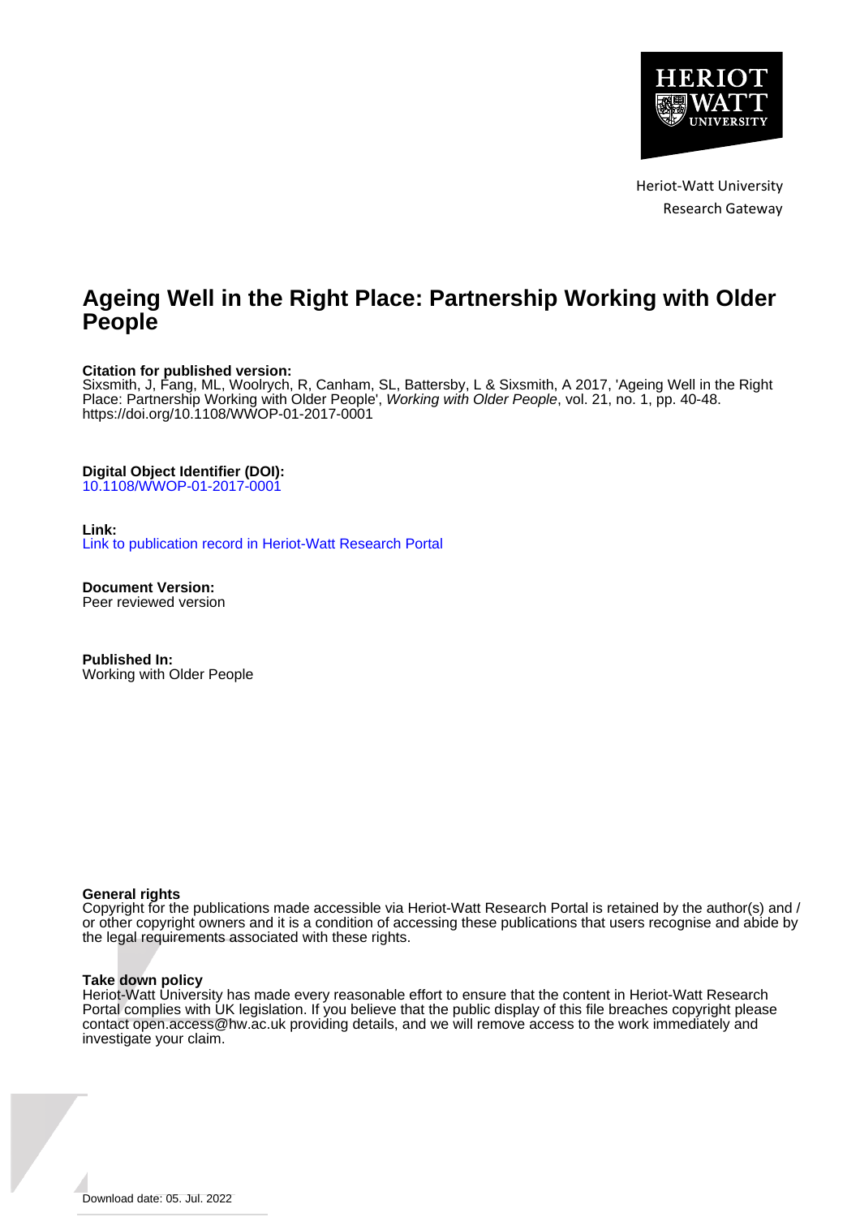Heriot-Watt University
Research Gateway

# Ageing Well in the Right Place: Partnership Working with Older People

**Citation for published version:**
Sixsmith, J, Fang, ML, Woolrych, R, Canham, SL, Battersby, L & Sixsmith, A 2017, 'Ageing Well in the Right Place: Partnership Working with Older People', *Working with Older People*, vol. 21, no. 1, pp. 40-48. https://doi.org/10.1108/WWOP-01-2017-0001

**Digital Object Identifier (DOI):**
10.1108/WWOP-01-2017-0001

**Link:**
Link to publication record in Heriot-Watt Research Portal

**Document Version:**
Peer reviewed version

**Published In:**
Working with Older People

**General rights**
Copyright for the publications made accessible via Heriot-Watt Research Portal is retained by the author(s) and / or other copyright owners and it is a condition of accessing these publications that users recognise and abide by the legal requirements associated with these rights.

**Take down policy**
Heriot-Watt University has made every reasonable effort to ensure that the content in Heriot-Watt Research Portal complies with UK legislation. If you believe that the public display of this file breaches copyright please contact open.access@hw.ac.uk providing details, and we will remove access to the work immediately and investigate your claim.

Download date: 05. Jul. 2022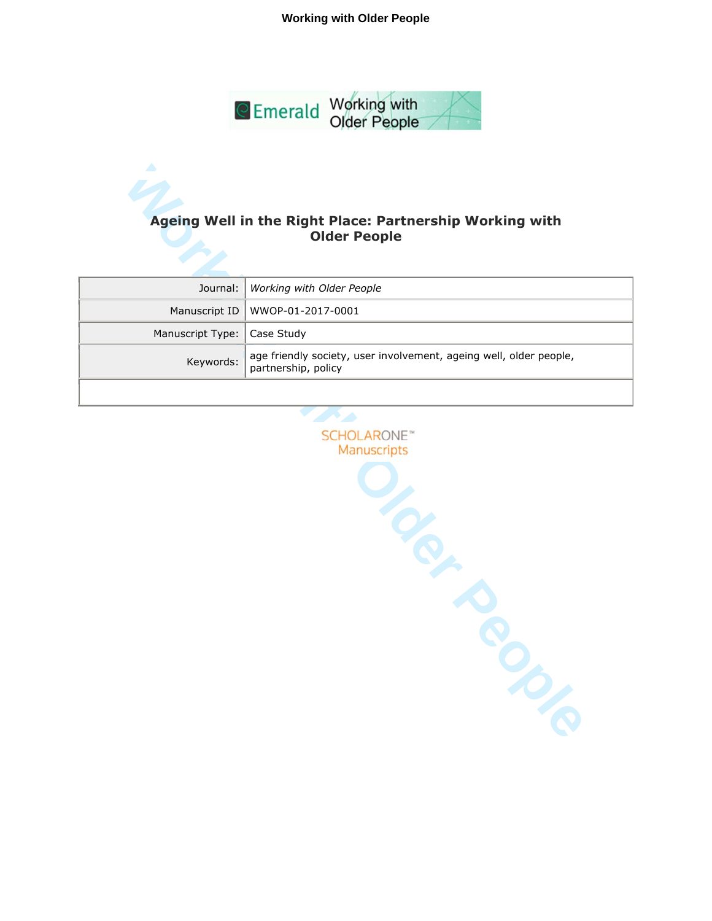# Ageing Well in the Right Place: Partnership Working with Older People

| Journal: | *Working with Older People* |
| --- | --- |
| Manuscript ID | WWOP-01-2017-0001 |
| Manuscript Type: | Case Study |
| Keywords: | age friendly society, user involvement, ageing well, older people, partnership, policy |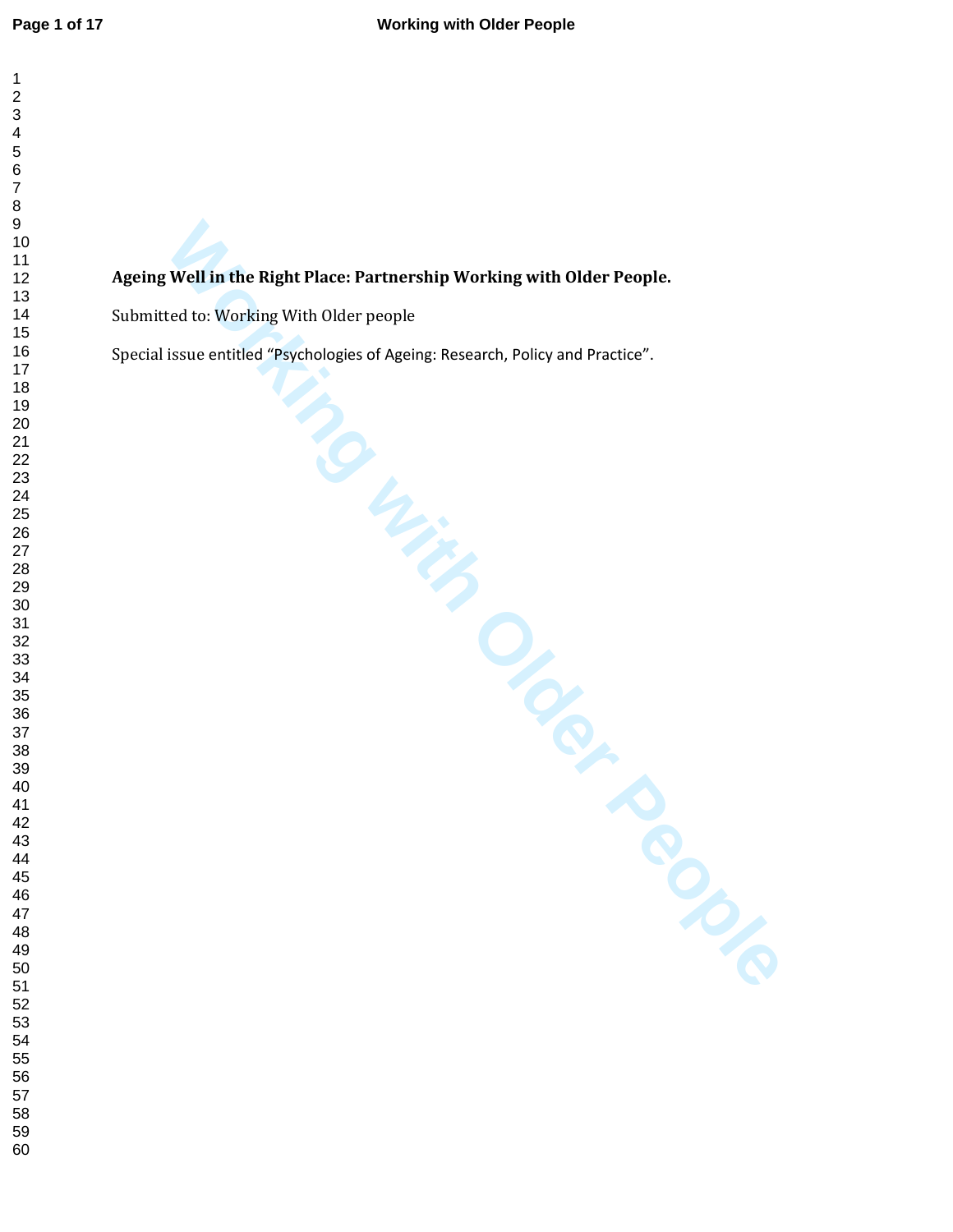**Ageing Well in the Right Place: Partnership Working with Older People.**

Submitted to: Working With Older people

Special issue entitled "Psychologies of Ageing: Research, Policy and Practice".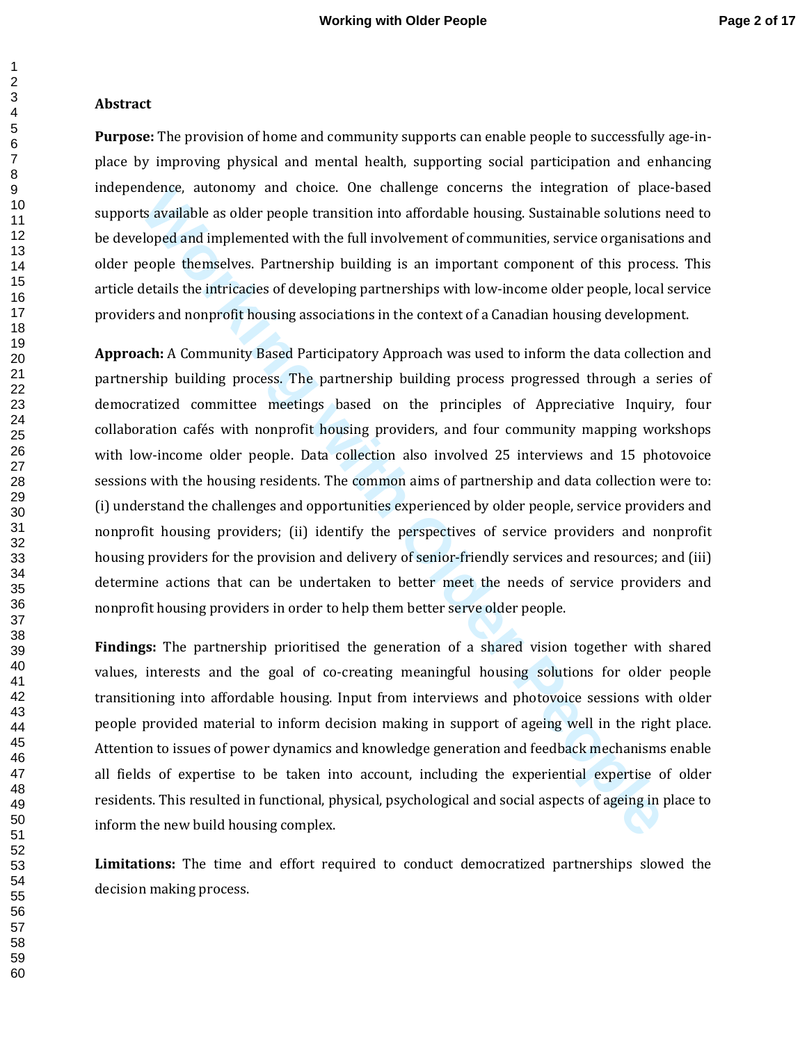## Abstract

**Purpose:** The provision of home and community supports can enable people to successfully age-in-place by improving physical and mental health, supporting social participation and enhancing independence, autonomy and choice. One challenge concerns the integration of place-based supports available as older people transition into affordable housing. Sustainable solutions need to be developed and implemented with the full involvement of communities, service organisations and older people themselves. Partnership building is an important component of this process. This article details the intricacies of developing partnerships with low-income older people, local service providers and nonprofit housing associations in the context of a Canadian housing development.

**Approach:** A Community Based Participatory Approach was used to inform the data collection and partnership building process. The partnership building process progressed through a series of democratized committee meetings based on the principles of Appreciative Inquiry, four collaboration cafés with nonprofit housing providers, and four community mapping workshops with low-income older people. Data collection also involved 25 interviews and 15 photovoice sessions with the housing residents. The common aims of partnership and data collection were to: (i) understand the challenges and opportunities experienced by older people, service providers and nonprofit housing providers; (ii) identify the perspectives of service providers and nonprofit housing providers for the provision and delivery of senior-friendly services and resources; and (iii) determine actions that can be undertaken to better meet the needs of service providers and nonprofit housing providers in order to help them better serve older people.

**Findings:** The partnership prioritised the generation of a shared vision together with shared values, interests and the goal of co-creating meaningful housing solutions for older people transitioning into affordable housing. Input from interviews and photovoice sessions with older people provided material to inform decision making in support of ageing well in the right place. Attention to issues of power dynamics and knowledge generation and feedback mechanisms enable all fields of expertise to be taken into account, including the experiential expertise of older residents. This resulted in functional, physical, psychological and social aspects of ageing in place to inform the new build housing complex.

**Limitations:** The time and effort required to conduct democratized partnerships slowed the decision making process.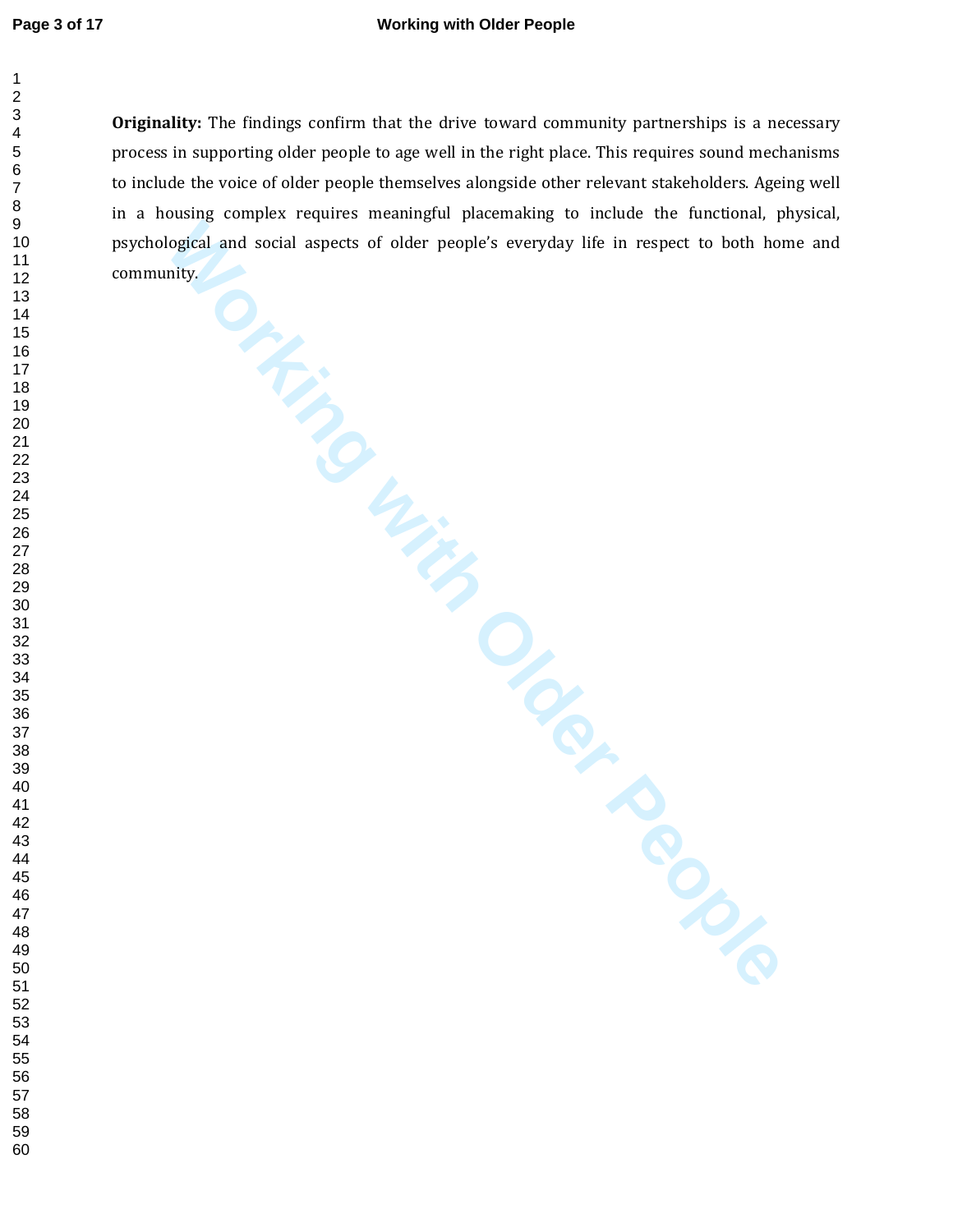**Originality:** The findings confirm that the drive toward community partnerships is a necessary process in supporting older people to age well in the right place. This requires sound mechanisms to include the voice of older people themselves alongside other relevant stakeholders. Ageing well in a housing complex requires meaningful placemaking to include the functional, physical, psychological and social aspects of older people's everyday life in respect to both home and community.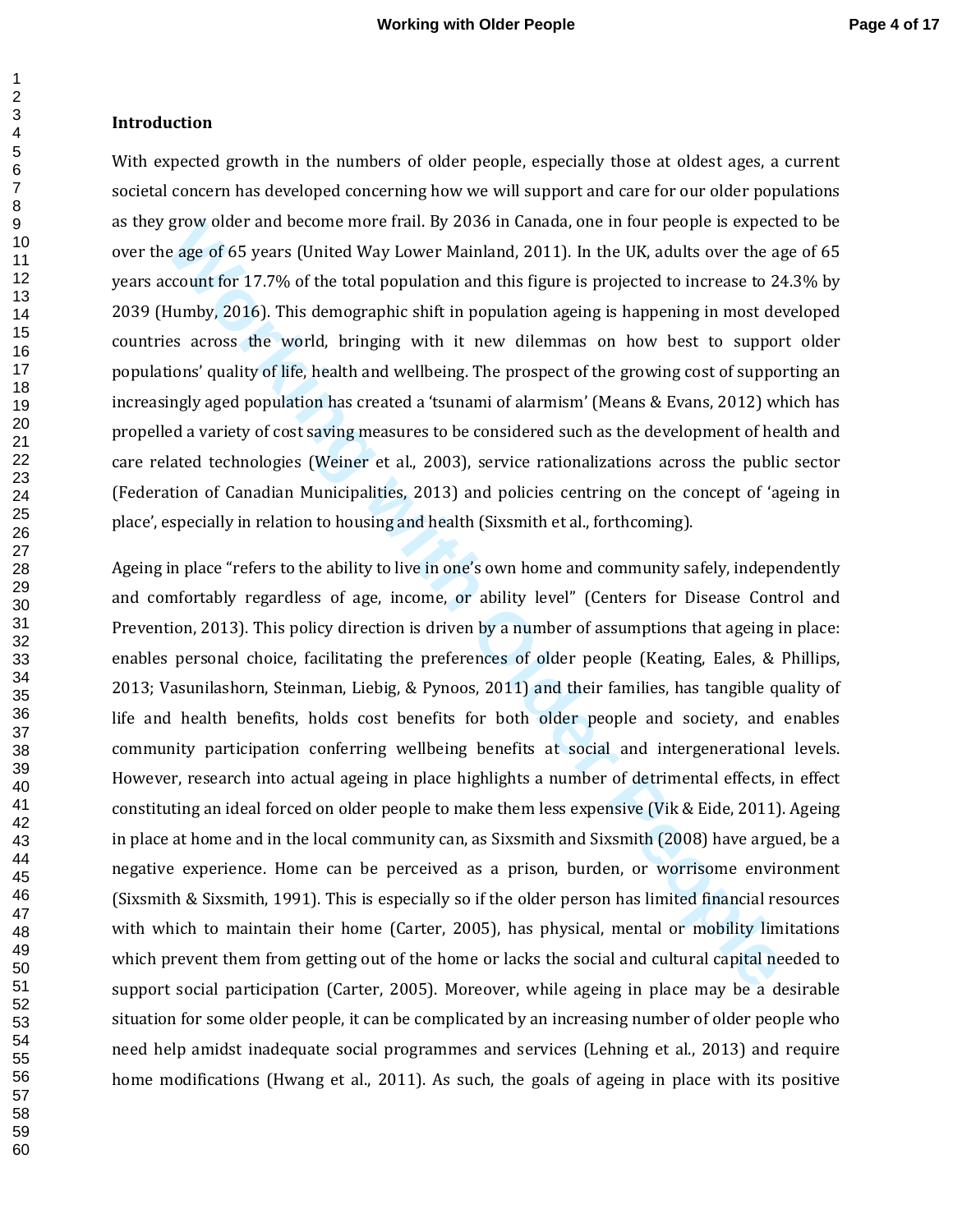## Introduction

With expected growth in the numbers of older people, especially those at oldest ages, a current societal concern has developed concerning how we will support and care for our older populations as they grow older and become more frail. By 2036 in Canada, one in four people is expected to be over the age of 65 years (United Way Lower Mainland, 2011). In the UK, adults over the age of 65 years account for 17.7% of the total population and this figure is projected to increase to 24.3% by 2039 (Humby, 2016). This demographic shift in population ageing is happening in most developed countries across the world, bringing with it new dilemmas on how best to support older populations' quality of life, health and wellbeing. The prospect of the growing cost of supporting an increasingly aged population has created a 'tsunami of alarmism' (Means & Evans, 2012) which has propelled a variety of cost saving measures to be considered such as the development of health and care related technologies (Weiner et al., 2003), service rationalizations across the public sector (Federation of Canadian Municipalities, 2013) and policies centring on the concept of 'ageing in place', especially in relation to housing and health (Sixsmith et al., forthcoming).

Ageing in place "refers to the ability to live in one's own home and community safely, independently and comfortably regardless of age, income, or ability level" (Centers for Disease Control and Prevention, 2013). This policy direction is driven by a number of assumptions that ageing in place: enables personal choice, facilitating the preferences of older people (Keating, Eales, & Phillips, 2013; Vasunilashorn, Steinman, Liebig, & Pynoos, 2011) and their families, has tangible quality of life and health benefits, holds cost benefits for both older people and society, and enables community participation conferring wellbeing benefits at social and intergenerational levels. However, research into actual ageing in place highlights a number of detrimental effects, in effect constituting an ideal forced on older people to make them less expensive (Vik & Eide, 2011). Ageing in place at home and in the local community can, as Sixsmith and Sixsmith (2008) have argued, be a negative experience. Home can be perceived as a prison, burden, or worrisome environment (Sixsmith & Sixsmith, 1991). This is especially so if the older person has limited financial resources with which to maintain their home (Carter, 2005), has physical, mental or mobility limitations which prevent them from getting out of the home or lacks the social and cultural capital needed to support social participation (Carter, 2005). Moreover, while ageing in place may be a desirable situation for some older people, it can be complicated by an increasing number of older people who need help amidst inadequate social programmes and services (Lehning et al., 2013) and require home modifications (Hwang et al., 2011). As such, the goals of ageing in place with its positive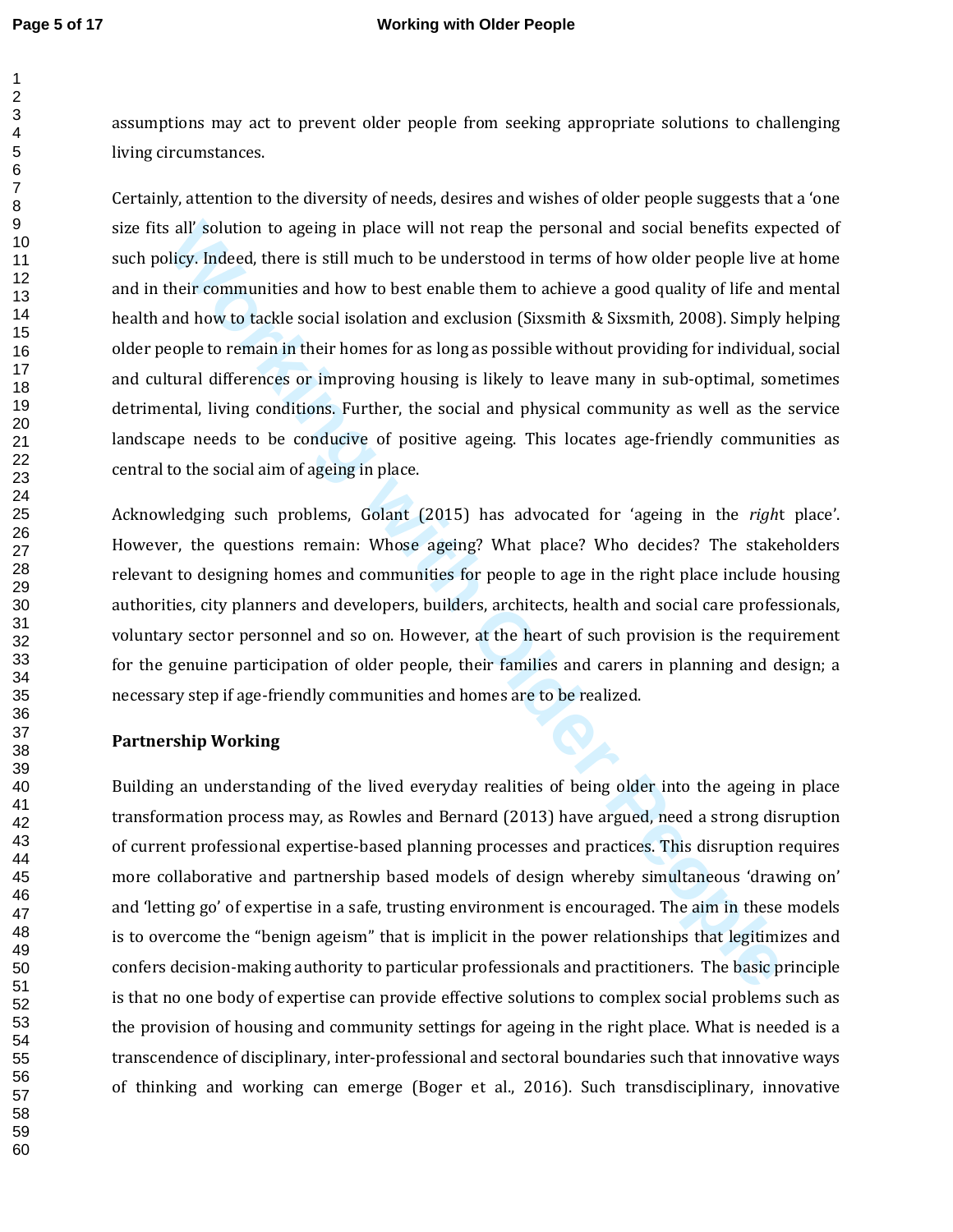assumptions may act to prevent older people from seeking appropriate solutions to challenging living circumstances.

Certainly, attention to the diversity of needs, desires and wishes of older people suggests that a 'one size fits all' solution to ageing in place will not reap the personal and social benefits expected of such policy. Indeed, there is still much to be understood in terms of how older people live at home and in their communities and how to best enable them to achieve a good quality of life and mental health and how to tackle social isolation and exclusion (Sixsmith & Sixsmith, 2008). Simply helping older people to remain in their homes for as long as possible without providing for individual, social and cultural differences or improving housing is likely to leave many in sub-optimal, sometimes detrimental, living conditions. Further, the social and physical community as well as the service landscape needs to be conducive of positive ageing. This locates age-friendly communities as central to the social aim of ageing in place.

Acknowledging such problems, Golant (2015) has advocated for 'ageing in the *righ*t place'. However, the questions remain: Whose ageing? What place? Who decides? The stakeholders relevant to designing homes and communities for people to age in the right place include housing authorities, city planners and developers, builders, architects, health and social care professionals, voluntary sector personnel and so on. However, at the heart of such provision is the requirement for the genuine participation of older people, their families and carers in planning and design; a necessary step if age-friendly communities and homes are to be realized.

**Partnership Working**

Building an understanding of the lived everyday realities of being older into the ageing in place transformation process may, as Rowles and Bernard (2013) have argued, need a strong disruption of current professional expertise-based planning processes and practices. This disruption requires more collaborative and partnership based models of design whereby simultaneous 'drawing on' and 'letting go' of expertise in a safe, trusting environment is encouraged. The aim in these models is to overcome the "benign ageism" that is implicit in the power relationships that legitimizes and confers decision-making authority to particular professionals and practitioners. The basic principle is that no one body of expertise can provide effective solutions to complex social problems such as the provision of housing and community settings for ageing in the right place. What is needed is a transcendence of disciplinary, inter-professional and sectoral boundaries such that innovative ways of thinking and working can emerge (Boger et al., 2016). Such transdisciplinary, innovative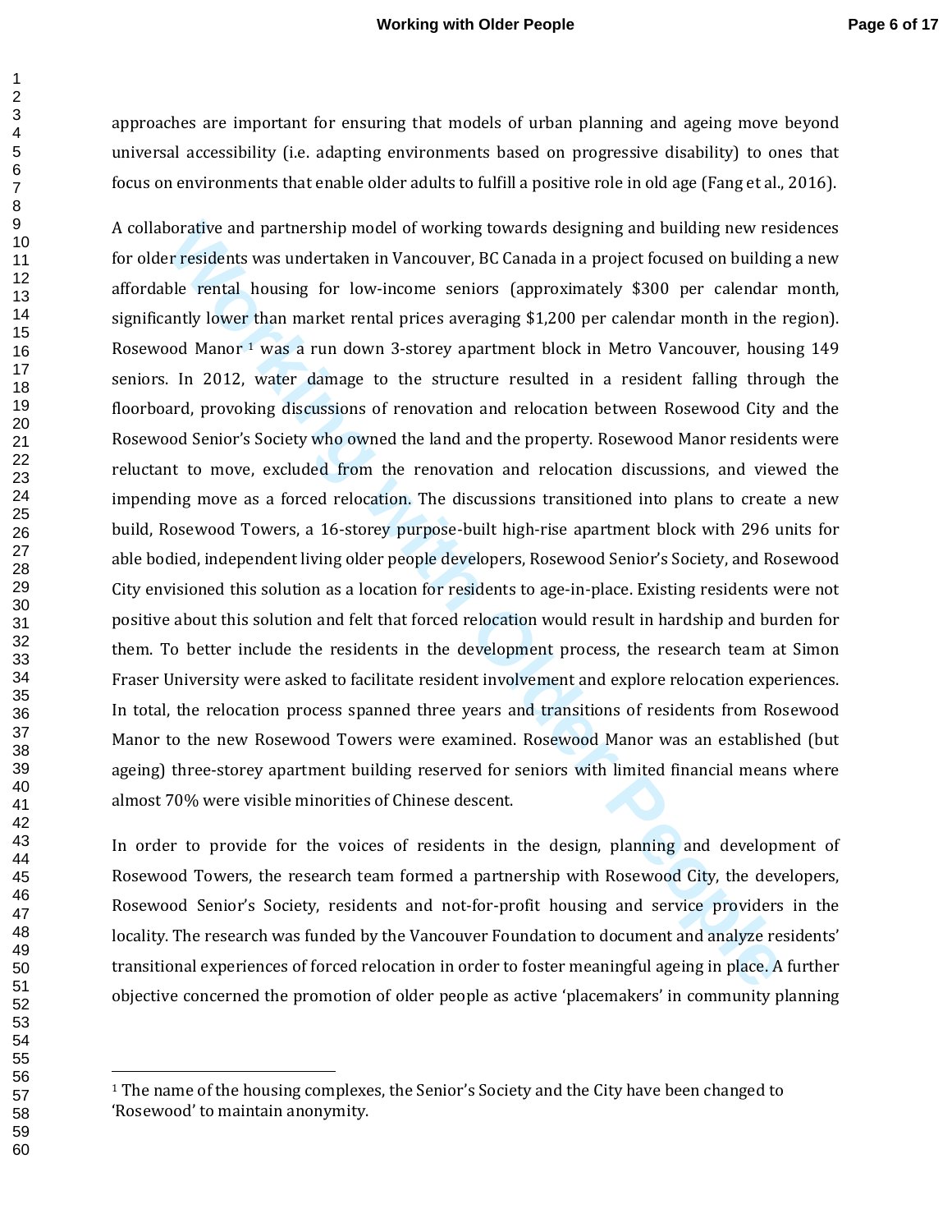approaches are important for ensuring that models of urban planning and ageing move beyond universal accessibility (i.e. adapting environments based on progressive disability) to ones that focus on environments that enable older adults to fulfill a positive role in old age (Fang et al., 2016).

A collaborative and partnership model of working towards designing and building new residences for older residents was undertaken in Vancouver, BC Canada in a project focused on building a new affordable rental housing for low-income seniors (approximately $300 per calendar month, significantly lower than market rental prices averaging $1,200 per calendar month in the region). Rosewood Manor [1] was a run down 3-storey apartment block in Metro Vancouver, housing 149 seniors. In 2012, water damage to the structure resulted in a resident falling through the floorboard, provoking discussions of renovation and relocation between Rosewood City and the Rosewood Senior's Society who owned the land and the property. Rosewood Manor residents were reluctant to move, excluded from the renovation and relocation discussions, and viewed the impending move as a forced relocation. The discussions transitioned into plans to create a new build, Rosewood Towers, a 16-storey purpose-built high-rise apartment block with 296 units for able bodied, independent living older people developers, Rosewood Senior's Society, and Rosewood City envisioned this solution as a location for residents to age-in-place. Existing residents were not positive about this solution and felt that forced relocation would result in hardship and burden for them. To better include the residents in the development process, the research team at Simon Fraser University were asked to facilitate resident involvement and explore relocation experiences. In total, the relocation process spanned three years and transitions of residents from Rosewood Manor to the new Rosewood Towers were examined. Rosewood Manor was an established (but ageing) three-storey apartment building reserved for seniors with limited financial means where almost 70% were visible minorities of Chinese descent.

In order to provide for the voices of residents in the design, planning and development of Rosewood Towers, the research team formed a partnership with Rosewood City, the developers, Rosewood Senior's Society, residents and not-for-profit housing and service providers in the locality. The research was funded by the Vancouver Foundation to document and analyze residents' transitional experiences of forced relocation in order to foster meaningful ageing in place. A further objective concerned the promotion of older people as active 'placemakers' in community planning

---

[1] The name of the housing complexes, the Senior's Society and the City have been changed to 'Rosewood' to maintain anonymity.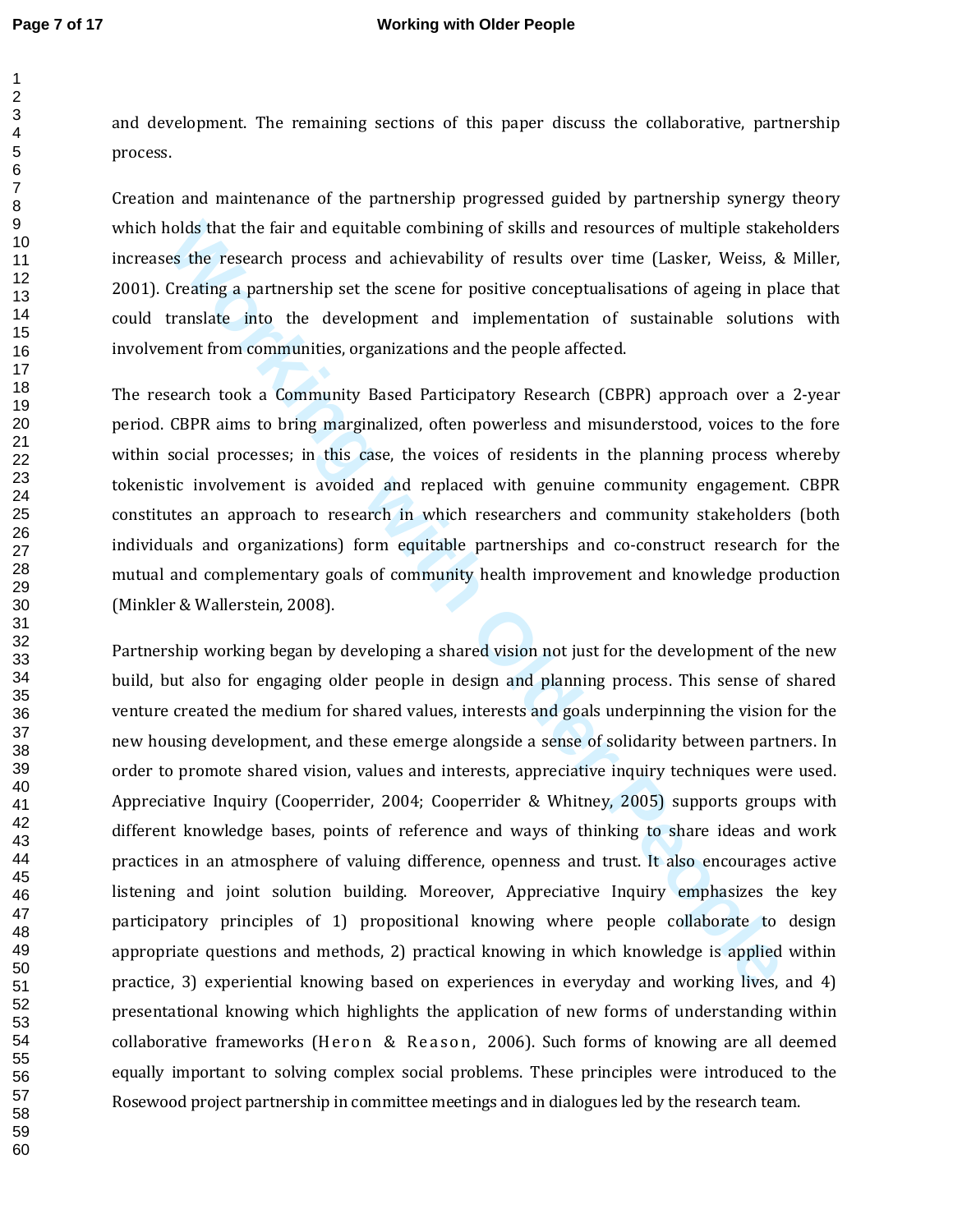and development. The remaining sections of this paper discuss the collaborative, partnership process.

Creation and maintenance of the partnership progressed guided by partnership synergy theory which holds that the fair and equitable combining of skills and resources of multiple stakeholders increases the research process and achievability of results over time (Lasker, Weiss, & Miller, 2001). Creating a partnership set the scene for positive conceptualisations of ageing in place that could translate into the development and implementation of sustainable solutions with involvement from communities, organizations and the people affected.

The research took a Community Based Participatory Research (CBPR) approach over a 2-year period. CBPR aims to bring marginalized, often powerless and misunderstood, voices to the fore within social processes; in this case, the voices of residents in the planning process whereby tokenistic involvement is avoided and replaced with genuine community engagement. CBPR constitutes an approach to research in which researchers and community stakeholders (both individuals and organizations) form equitable partnerships and co-construct research for the mutual and complementary goals of community health improvement and knowledge production (Minkler & Wallerstein, 2008).

Partnership working began by developing a shared vision not just for the development of the new build, but also for engaging older people in design and planning process. This sense of shared venture created the medium for shared values, interests and goals underpinning the vision for the new housing development, and these emerge alongside a sense of solidarity between partners. In order to promote shared vision, values and interests, appreciative inquiry techniques were used. Appreciative Inquiry (Cooperrider, 2004; Cooperrider & Whitney, 2005) supports groups with different knowledge bases, points of reference and ways of thinking to share ideas and work practices in an atmosphere of valuing difference, openness and trust. It also encourages active listening and joint solution building. Moreover, Appreciative Inquiry emphasizes the key participatory principles of 1) propositional knowing where people collaborate to design appropriate questions and methods, 2) practical knowing in which knowledge is applied within practice, 3) experiential knowing based on experiences in everyday and working lives, and 4) presentational knowing which highlights the application of new forms of understanding within collaborative frameworks (Heron & Reason, 2006). Such forms of knowing are all deemed equally important to solving complex social problems. These principles were introduced to the Rosewood project partnership in committee meetings and in dialogues led by the research team.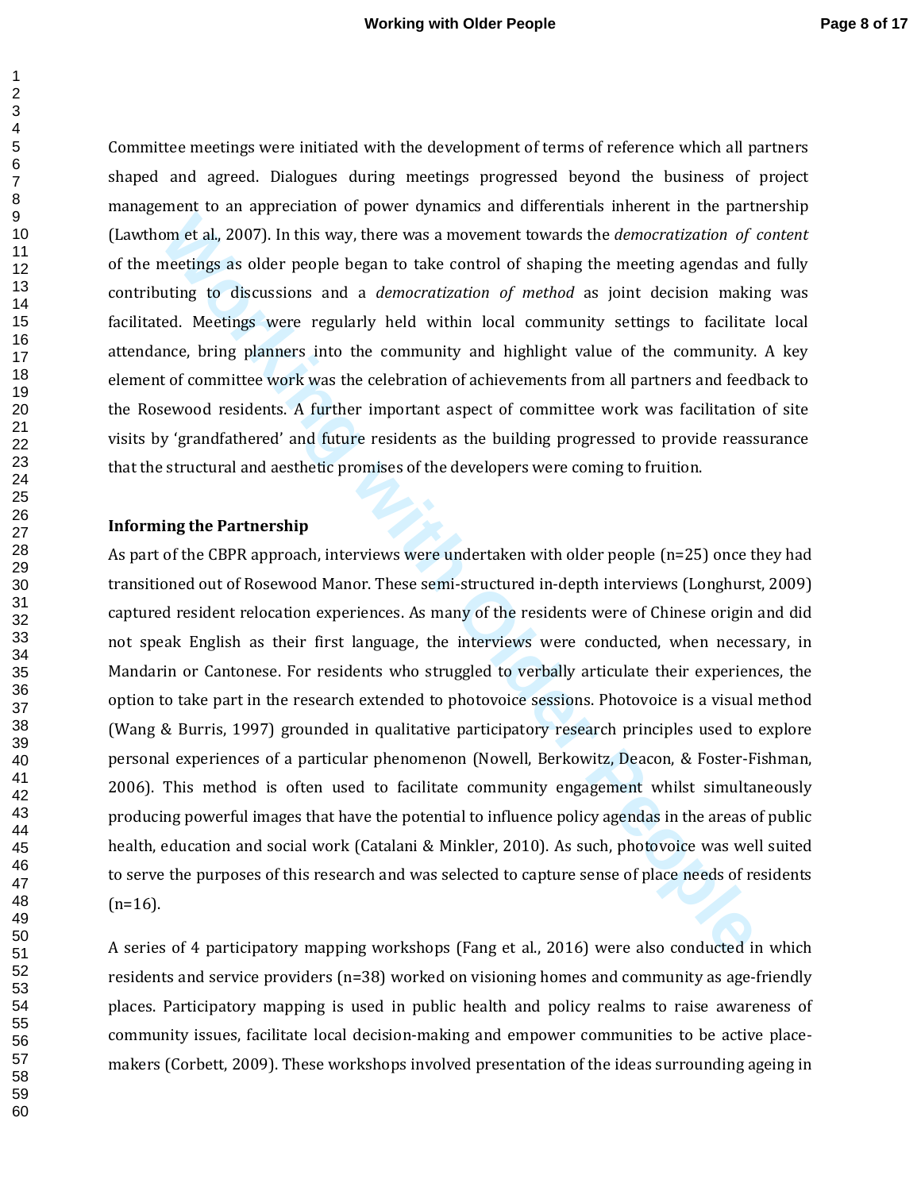Committee meetings were initiated with the development of terms of reference which all partners shaped and agreed. Dialogues during meetings progressed beyond the business of project management to an appreciation of power dynamics and differentials inherent in the partnership (Lawthom et al., 2007). In this way, there was a movement towards the *democratization of content* of the meetings as older people began to take control of shaping the meeting agendas and fully contributing to discussions and a *democratization of method* as joint decision making was facilitated. Meetings were regularly held within local community settings to facilitate local attendance, bring planners into the community and highlight value of the community. A key element of committee work was the celebration of achievements from all partners and feedback to the Rosewood residents. A further important aspect of committee work was facilitation of site visits by 'grandfathered' and future residents as the building progressed to provide reassurance that the structural and aesthetic promises of the developers were coming to fruition.

**Informing the Partnership**

As part of the CBPR approach, interviews were undertaken with older people (n=25) once they had transitioned out of Rosewood Manor. These semi-structured in-depth interviews (Longhurst, 2009) captured resident relocation experiences. As many of the residents were of Chinese origin and did not speak English as their first language, the interviews were conducted, when necessary, in Mandarin or Cantonese. For residents who struggled to verbally articulate their experiences, the option to take part in the research extended to photovoice sessions. Photovoice is a visual method (Wang & Burris, 1997) grounded in qualitative participatory research principles used to explore personal experiences of a particular phenomenon (Nowell, Berkowitz, Deacon, & Foster-Fishman, 2006). This method is often used to facilitate community engagement whilst simultaneously producing powerful images that have the potential to influence policy agendas in the areas of public health, education and social work (Catalani & Minkler, 2010). As such, photovoice was well suited to serve the purposes of this research and was selected to capture sense of place needs of residents (n=16).

A series of 4 participatory mapping workshops (Fang et al., 2016) were also conducted in which residents and service providers (n=38) worked on visioning homes and community as age-friendly places. Participatory mapping is used in public health and policy realms to raise awareness of community issues, facilitate local decision-making and empower communities to be active place-makers (Corbett, 2009). These workshops involved presentation of the ideas surrounding ageing in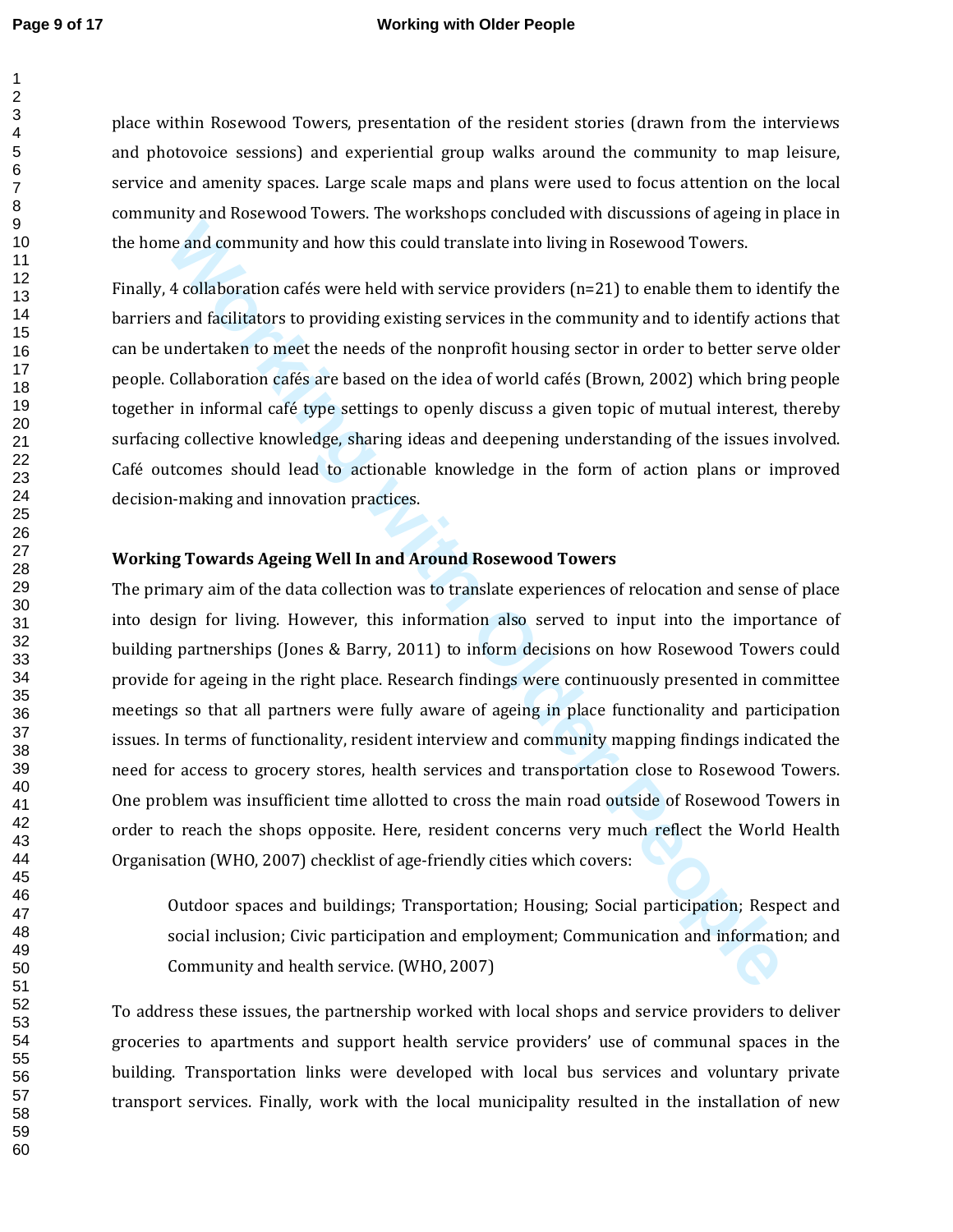place within Rosewood Towers, presentation of the resident stories (drawn from the interviews and photovoice sessions) and experiential group walks around the community to map leisure, service and amenity spaces. Large scale maps and plans were used to focus attention on the local community and Rosewood Towers. The workshops concluded with discussions of ageing in place in the home and community and how this could translate into living in Rosewood Towers.

Finally, 4 collaboration cafés were held with service providers (n=21) to enable them to identify the barriers and facilitators to providing existing services in the community and to identify actions that can be undertaken to meet the needs of the nonprofit housing sector in order to better serve older people. Collaboration cafés are based on the idea of world cafés (Brown, 2002) which bring people together in informal café type settings to openly discuss a given topic of mutual interest, thereby surfacing collective knowledge, sharing ideas and deepening understanding of the issues involved. Café outcomes should lead to actionable knowledge in the form of action plans or improved decision-making and innovation practices.

**Working Towards Ageing Well In and Around Rosewood Towers**

The primary aim of the data collection was to translate experiences of relocation and sense of place into design for living. However, this information also served to input into the importance of building partnerships (Jones & Barry, 2011) to inform decisions on how Rosewood Towers could provide for ageing in the right place. Research findings were continuously presented in committee meetings so that all partners were fully aware of ageing in place functionality and participation issues. In terms of functionality, resident interview and community mapping findings indicated the need for access to grocery stores, health services and transportation close to Rosewood Towers. One problem was insufficient time allotted to cross the main road outside of Rosewood Towers in order to reach the shops opposite. Here, resident concerns very much reflect the World Health Organisation (WHO, 2007) checklist of age-friendly cities which covers:

> Outdoor spaces and buildings; Transportation; Housing; Social participation; Respect and social inclusion; Civic participation and employment; Communication and information; and Community and health service. (WHO, 2007)

To address these issues, the partnership worked with local shops and service providers to deliver groceries to apartments and support health service providers' use of communal spaces in the building. Transportation links were developed with local bus services and voluntary private transport services. Finally, work with the local municipality resulted in the installation of new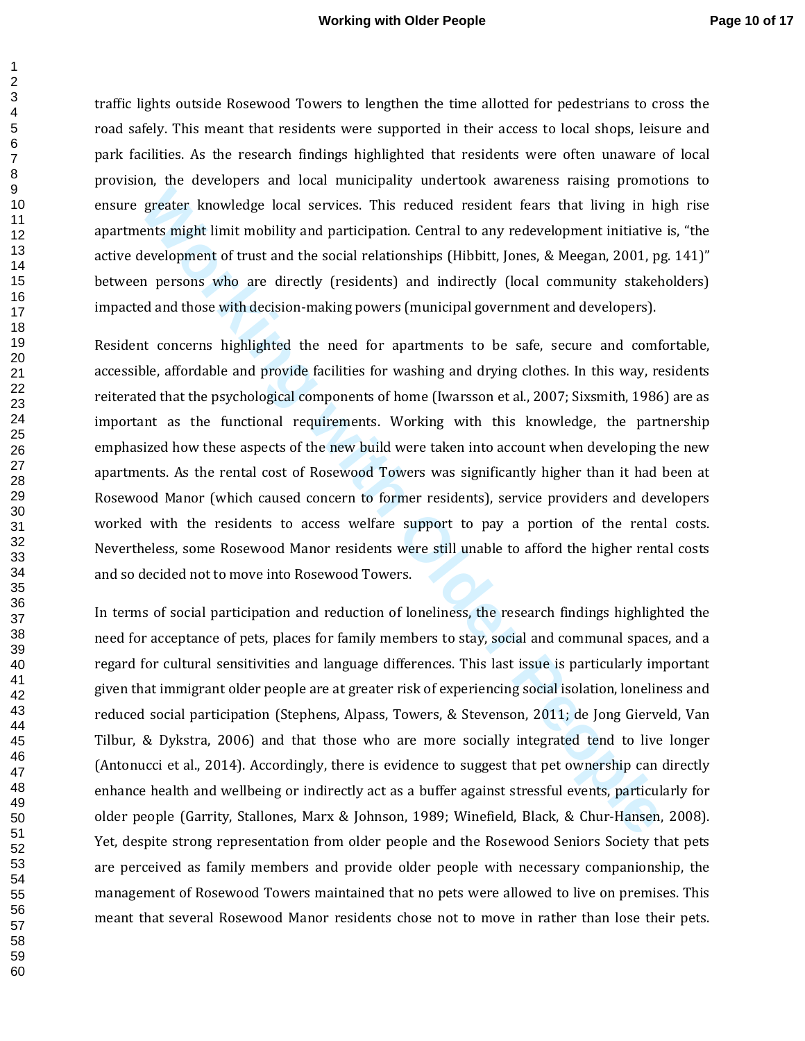traffic lights outside Rosewood Towers to lengthen the time allotted for pedestrians to cross the road safely. This meant that residents were supported in their access to local shops, leisure and park facilities. As the research findings highlighted that residents were often unaware of local provision, the developers and local municipality undertook awareness raising promotions to ensure greater knowledge local services. This reduced resident fears that living in high rise apartments might limit mobility and participation. Central to any redevelopment initiative is, "the active development of trust and the social relationships (Hibbitt, Jones, & Meegan, 2001, pg. 141)" between persons who are directly (residents) and indirectly (local community stakeholders) impacted and those with decision-making powers (municipal government and developers).

Resident concerns highlighted the need for apartments to be safe, secure and comfortable, accessible, affordable and provide facilities for washing and drying clothes. In this way, residents reiterated that the psychological components of home (Iwarsson et al., 2007; Sixsmith, 1986) are as important as the functional requirements. Working with this knowledge, the partnership emphasized how these aspects of the new build were taken into account when developing the new apartments. As the rental cost of Rosewood Towers was significantly higher than it had been at Rosewood Manor (which caused concern to former residents), service providers and developers worked with the residents to access welfare support to pay a portion of the rental costs. Nevertheless, some Rosewood Manor residents were still unable to afford the higher rental costs and so decided not to move into Rosewood Towers.

In terms of social participation and reduction of loneliness, the research findings highlighted the need for acceptance of pets, places for family members to stay, social and communal spaces, and a regard for cultural sensitivities and language differences. This last issue is particularly important given that immigrant older people are at greater risk of experiencing social isolation, loneliness and reduced social participation (Stephens, Alpass, Towers, & Stevenson, 2011; de Jong Gierveld, Van Tilbur, & Dykstra, 2006) and that those who are more socially integrated tend to live longer (Antonucci et al., 2014). Accordingly, there is evidence to suggest that pet ownership can directly enhance health and wellbeing or indirectly act as a buffer against stressful events, particularly for older people (Garrity, Stallones, Marx & Johnson, 1989; Winefield, Black, & Chur-Hansen, 2008). Yet, despite strong representation from older people and the Rosewood Seniors Society that pets are perceived as family members and provide older people with necessary companionship, the management of Rosewood Towers maintained that no pets were allowed to live on premises. This meant that several Rosewood Manor residents chose not to move in rather than lose their pets.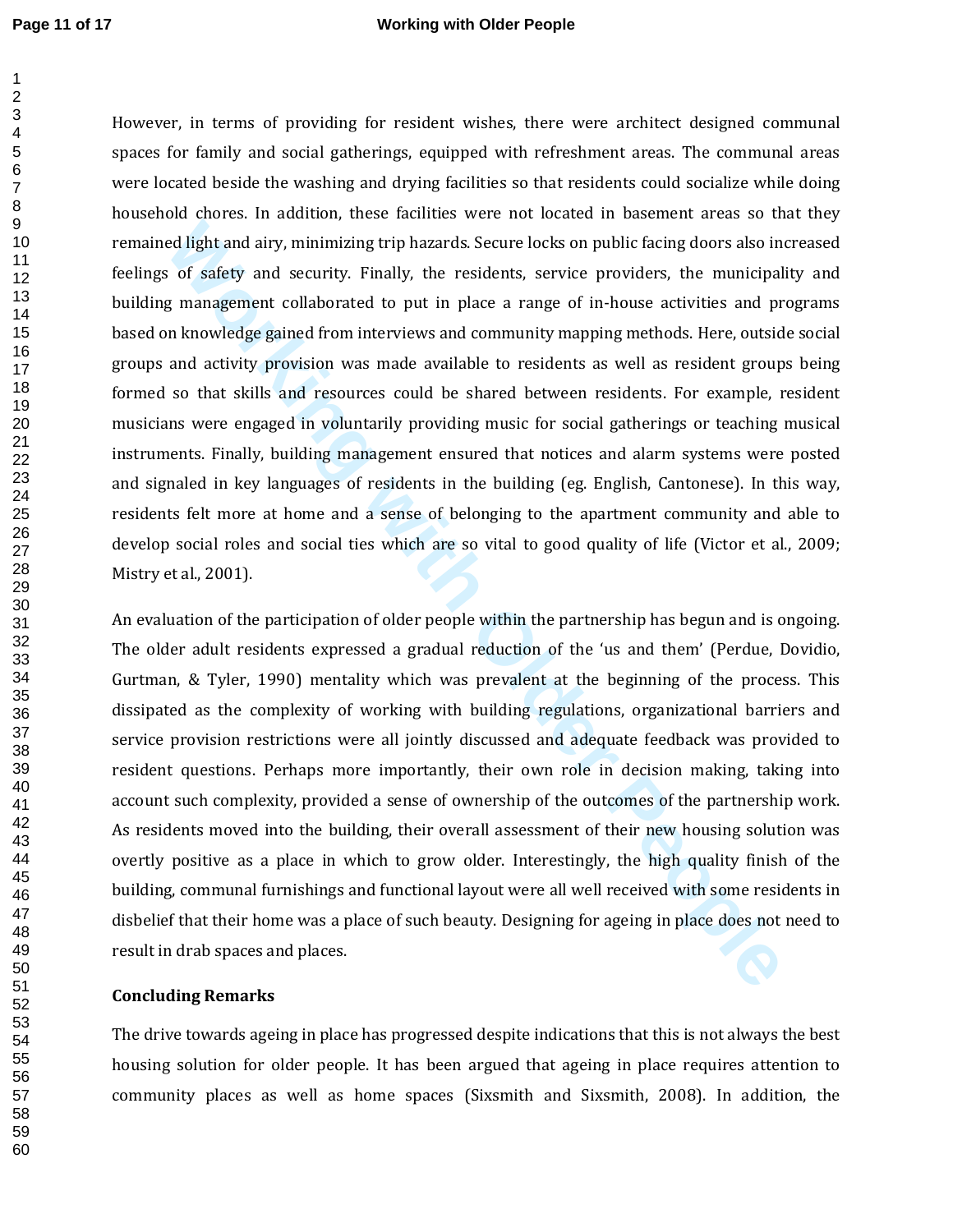However, in terms of providing for resident wishes, there were architect designed communal spaces for family and social gatherings, equipped with refreshment areas. The communal areas were located beside the washing and drying facilities so that residents could socialize while doing household chores. In addition, these facilities were not located in basement areas so that they remained light and airy, minimizing trip hazards. Secure locks on public facing doors also increased feelings of safety and security. Finally, the residents, service providers, the municipality and building management collaborated to put in place a range of in-house activities and programs based on knowledge gained from interviews and community mapping methods. Here, outside social groups and activity provision was made available to residents as well as resident groups being formed so that skills and resources could be shared between residents. For example, resident musicians were engaged in voluntarily providing music for social gatherings or teaching musical instruments. Finally, building management ensured that notices and alarm systems were posted and signaled in key languages of residents in the building (eg. English, Cantonese). In this way, residents felt more at home and a sense of belonging to the apartment community and able to develop social roles and social ties which are so vital to good quality of life (Victor et al., 2009; Mistry et al., 2001).

An evaluation of the participation of older people within the partnership has begun and is ongoing. The older adult residents expressed a gradual reduction of the 'us and them' (Perdue, Dovidio, Gurtman, & Tyler, 1990) mentality which was prevalent at the beginning of the process. This dissipated as the complexity of working with building regulations, organizational barriers and service provision restrictions were all jointly discussed and adequate feedback was provided to resident questions. Perhaps more importantly, their own role in decision making, taking into account such complexity, provided a sense of ownership of the outcomes of the partnership work. As residents moved into the building, their overall assessment of their new housing solution was overtly positive as a place in which to grow older. Interestingly, the high quality finish of the building, communal furnishings and functional layout were all well received with some residents in disbelief that their home was a place of such beauty. Designing for ageing in place does not need to result in drab spaces and places.

**Concluding Remarks**

The drive towards ageing in place has progressed despite indications that this is not always the best housing solution for older people. It has been argued that ageing in place requires attention to community places as well as home spaces (Sixsmith and Sixsmith, 2008). In addition, the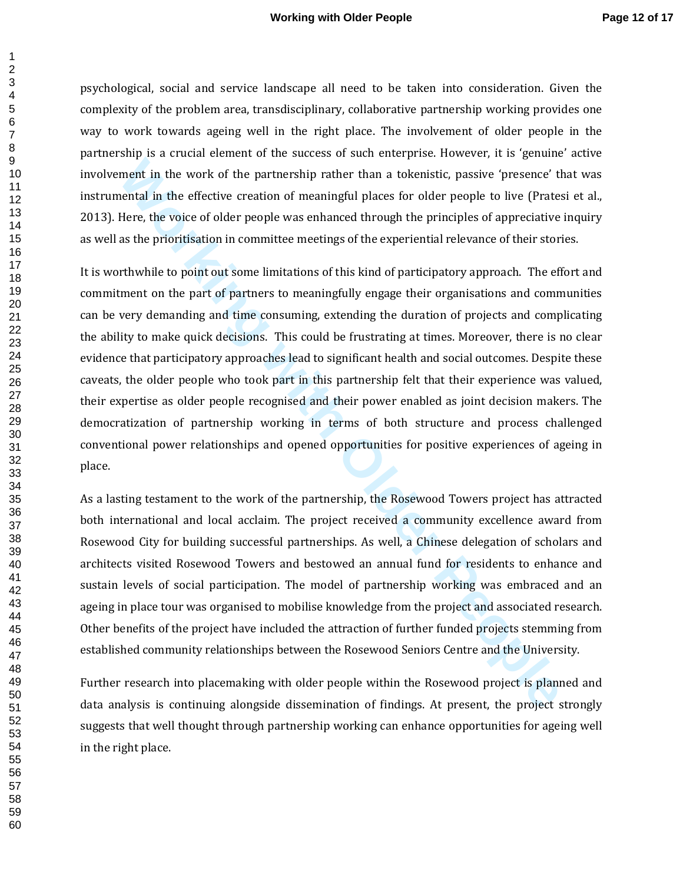psychological, social and service landscape all need to be taken into consideration. Given the complexity of the problem area, transdisciplinary, collaborative partnership working provides one way to work towards ageing well in the right place. The involvement of older people in the partnership is a crucial element of the success of such enterprise. However, it is 'genuine' active involvement in the work of the partnership rather than a tokenistic, passive 'presence' that was instrumental in the effective creation of meaningful places for older people to live (Pratesi et al., 2013). Here, the voice of older people was enhanced through the principles of appreciative inquiry as well as the prioritisation in committee meetings of the experiential relevance of their stories.

It is worthwhile to point out some limitations of this kind of participatory approach. The effort and commitment on the part of partners to meaningfully engage their organisations and communities can be very demanding and time consuming, extending the duration of projects and complicating the ability to make quick decisions. This could be frustrating at times. Moreover, there is no clear evidence that participatory approaches lead to significant health and social outcomes. Despite these caveats, the older people who took part in this partnership felt that their experience was valued, their expertise as older people recognised and their power enabled as joint decision makers. The democratization of partnership working in terms of both structure and process challenged conventional power relationships and opened opportunities for positive experiences of ageing in place.

As a lasting testament to the work of the partnership, the Rosewood Towers project has attracted both international and local acclaim. The project received a community excellence award from Rosewood City for building successful partnerships. As well, a Chinese delegation of scholars and architects visited Rosewood Towers and bestowed an annual fund for residents to enhance and sustain levels of social participation. The model of partnership working was embraced and an ageing in place tour was organised to mobilise knowledge from the project and associated research. Other benefits of the project have included the attraction of further funded projects stemming from established community relationships between the Rosewood Seniors Centre and the University.

Further research into placemaking with older people within the Rosewood project is planned and data analysis is continuing alongside dissemination of findings. At present, the project strongly suggests that well thought through partnership working can enhance opportunities for ageing well in the right place.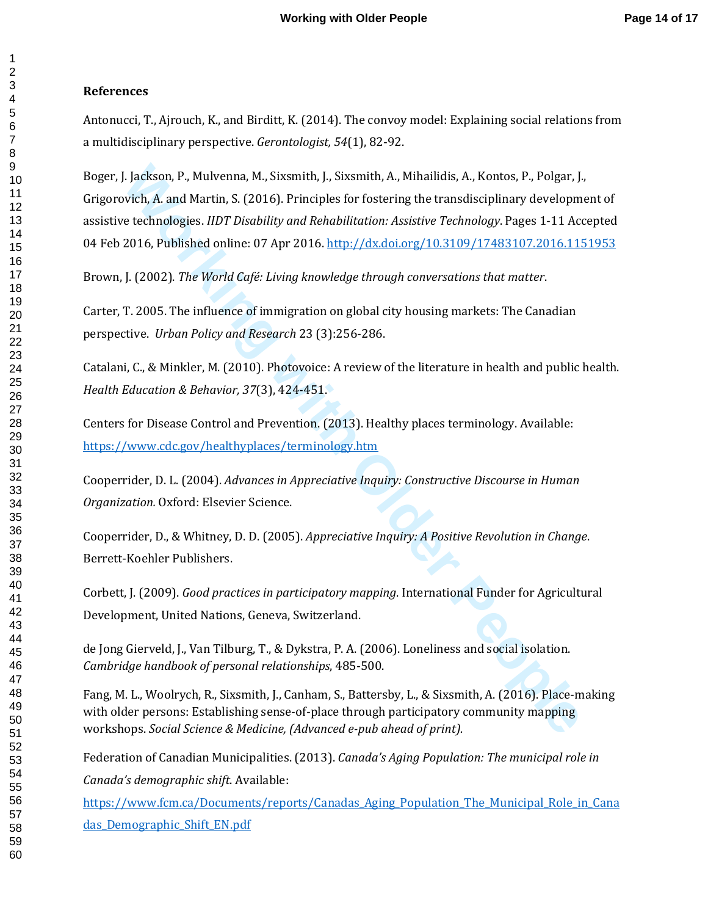## References

Antonucci, T., Ajrouch, K., and Birditt, K. (2014). The convoy model: Explaining social relations from a multidisciplinary perspective. *Gerontologist, 54*(1), 82-92.

Boger, J. Jackson, P., Mulvenna, M., Sixsmith, J., Sixsmith, A., Mihailidis, A., Kontos, P., Polgar, J., Grigorovich, A. and Martin, S. (2016). Principles for fostering the transdisciplinary development of assistive technologies. *IIDT Disability and Rehabilitation: Assistive Technology*. Pages 1-11 Accepted 04 Feb 2016, Published online: 07 Apr 2016. http://dx.doi.org/10.3109/17483107.2016.1151953

Brown, J. (2002). *The World Café: Living knowledge through conversations that matter*.

Carter, T. 2005. The influence of immigration on global city housing markets: The Canadian perspective. *Urban Policy and Research* 23 (3):256-286.

Catalani, C., & Minkler, M. (2010). Photovoice: A review of the literature in health and public health. *Health Education & Behavior, 37*(3), 424-451.

Centers for Disease Control and Prevention. (2013). Healthy places terminology. Available: https://www.cdc.gov/healthyplaces/terminology.htm

Cooperrider, D. L. (2004). *Advances in Appreciative Inquiry: Constructive Discourse in Human Organization.* Oxford: Elsevier Science.

Cooperrider, D., & Whitney, D. D. (2005). *Appreciative Inquiry: A Positive Revolution in Change*. Berrett-Koehler Publishers.

Corbett, J. (2009). *Good practices in participatory mapping*. International Funder for Agricultural Development, United Nations, Geneva, Switzerland.

de Jong Gierveld, J., Van Tilburg, T., & Dykstra, P. A. (2006). Loneliness and social isolation. *Cambridge handbook of personal relationships*, 485-500.

Fang, M. L., Woolrych, R., Sixsmith, J., Canham, S., Battersby, L., & Sixsmith, A. (2016). Place-making with older persons: Establishing sense-of-place through participatory community mapping workshops. *Social Science & Medicine, (Advanced e-pub ahead of print).*

Federation of Canadian Municipalities. (2013). *Canada's Aging Population: The municipal role in Canada's demographic shift*. Available: https://www.fcm.ca/Documents/reports/Canadas_Aging_Population_The_Municipal_Role_in_Canadas_Demographic_Shift_EN.pdf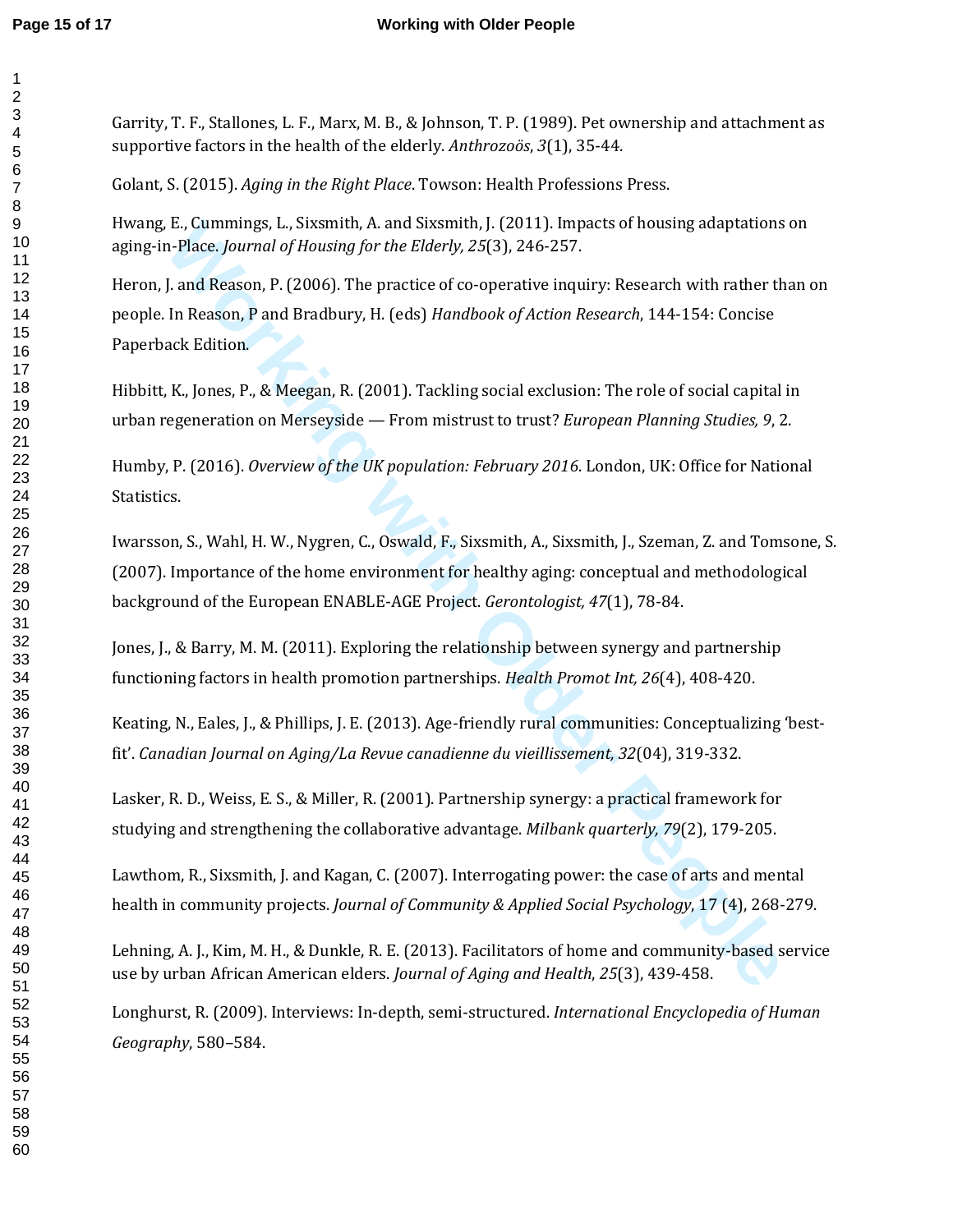Garrity, T. F., Stallones, L. F., Marx, M. B., & Johnson, T. P. (1989). Pet ownership and attachment as supportive factors in the health of the elderly. *Anthrozoös*, *3*(1), 35-44.

Golant, S. (2015). *Aging in the Right Place*. Towson: Health Professions Press.

Hwang, E., Cummings, L., Sixsmith, A. and Sixsmith, J. (2011). Impacts of housing adaptations on aging-in-Place. *Journal of Housing for the Elderly, 25*(3), 246-257.

Heron, J. and Reason, P. (2006). The practice of co-operative inquiry: Research with rather than on people. In Reason, P and Bradbury, H. (eds) *Handbook of Action Research*, 144-154: Concise Paperback Edition.

Hibbitt, K., Jones, P., & Meegan, R. (2001). Tackling social exclusion: The role of social capital in urban regeneration on Merseyside — From mistrust to trust? *European Planning Studies, 9*, 2.

Humby, P. (2016). *Overview of the UK population: February 2016*. London, UK: Office for National Statistics.

Iwarsson, S., Wahl, H. W., Nygren, C., Oswald, F., Sixsmith, A., Sixsmith, J., Szeman, Z. and Tomsone, S. (2007). Importance of the home environment for healthy aging: conceptual and methodological background of the European ENABLE-AGE Project. *Gerontologist, 47*(1), 78-84.

Jones, J., & Barry, M. M. (2011). Exploring the relationship between synergy and partnership functioning factors in health promotion partnerships. *Health Promot Int, 26*(4), 408-420.

Keating, N., Eales, J., & Phillips, J. E. (2013). Age-friendly rural communities: Conceptualizing 'best-fit'. *Canadian Journal on Aging/La Revue canadienne du vieillissement, 32*(04), 319-332.

Lasker, R. D., Weiss, E. S., & Miller, R. (2001). Partnership synergy: a practical framework for studying and strengthening the collaborative advantage. *Milbank quarterly, 79*(2), 179-205.

Lawthom, R., Sixsmith, J. and Kagan, C. (2007). Interrogating power: the case of arts and mental health in community projects. *Journal of Community & Applied Social Psychology*, 17 (4), 268-279.

Lehning, A. J., Kim, M. H., & Dunkle, R. E. (2013). Facilitators of home and community-based service use by urban African American elders. *Journal of Aging and Health*, *25*(3), 439-458.

Longhurst, R. (2009). Interviews: In-depth, semi-structured. *International Encyclopedia of Human Geography*, 580–584.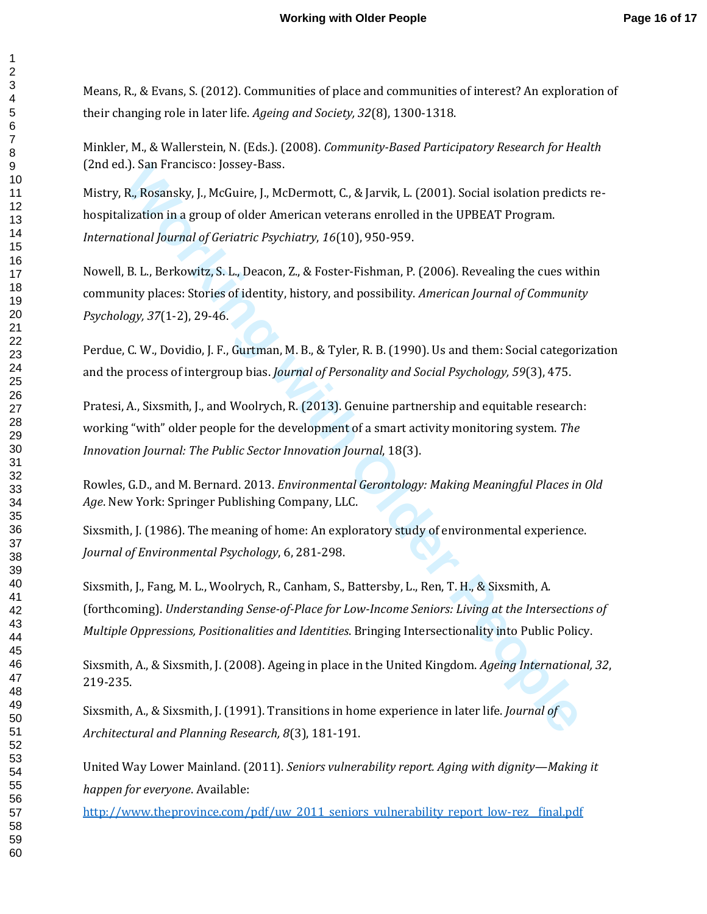Means, R., & Evans, S. (2012). Communities of place and communities of interest? An exploration of their changing role in later life. *Ageing and Society, 32*(8), 1300-1318.

Minkler, M., & Wallerstein, N. (Eds.). (2008). *Community-Based Participatory Research for Health* (2nd ed.). San Francisco: Jossey-Bass.

Mistry, R., Rosansky, J., McGuire, J., McDermott, C., & Jarvik, L. (2001). Social isolation predicts re-hospitalization in a group of older American veterans enrolled in the UPBEAT Program. *International Journal of Geriatric Psychiatry*, *16*(10), 950-959.

Nowell, B. L., Berkowitz, S. L., Deacon, Z., & Foster-Fishman, P. (2006). Revealing the cues within community places: Stories of identity, history, and possibility. *American Journal of Community Psychology, 37*(1-2), 29-46.

Perdue, C. W., Dovidio, J. F., Gurtman, M. B., & Tyler, R. B. (1990). Us and them: Social categorization and the process of intergroup bias. *Journal of Personality and Social Psychology, 59*(3), 475.

Pratesi, A., Sixsmith, J., and Woolrych, R. (2013). Genuine partnership and equitable research: working "with" older people for the development of a smart activity monitoring system. *The Innovation Journal: The Public Sector Innovation Journal*, 18(3).

Rowles, G.D., and M. Bernard. 2013. *Environmental Gerontology: Making Meaningful Places in Old Age*. New York: Springer Publishing Company, LLC.

Sixsmith, J. (1986). The meaning of home: An exploratory study of environmental experience. *Journal of Environmental Psychology*, 6, 281-298.

Sixsmith, J., Fang, M. L., Woolrych, R., Canham, S., Battersby, L., Ren, T. H., & Sixsmith, A. (forthcoming). *Understanding Sense-of-Place for Low-Income Seniors: Living at the Intersections of Multiple Oppressions, Positionalities and Identities*. Bringing Intersectionality into Public Policy.

Sixsmith, A., & Sixsmith, J. (2008). Ageing in place in the United Kingdom. *Ageing International, 32*, 219-235.

Sixsmith, A., & Sixsmith, J. (1991). Transitions in home experience in later life. *Journal of Architectural and Planning Research, 8*(3), 181-191.

United Way Lower Mainland. (2011). *Seniors vulnerability report. Aging with dignity—Making it happen for everyone*. Available: http://www.theprovince.com/pdf/uw_2011_seniors_vulnerability_report_low-rez__final.pdf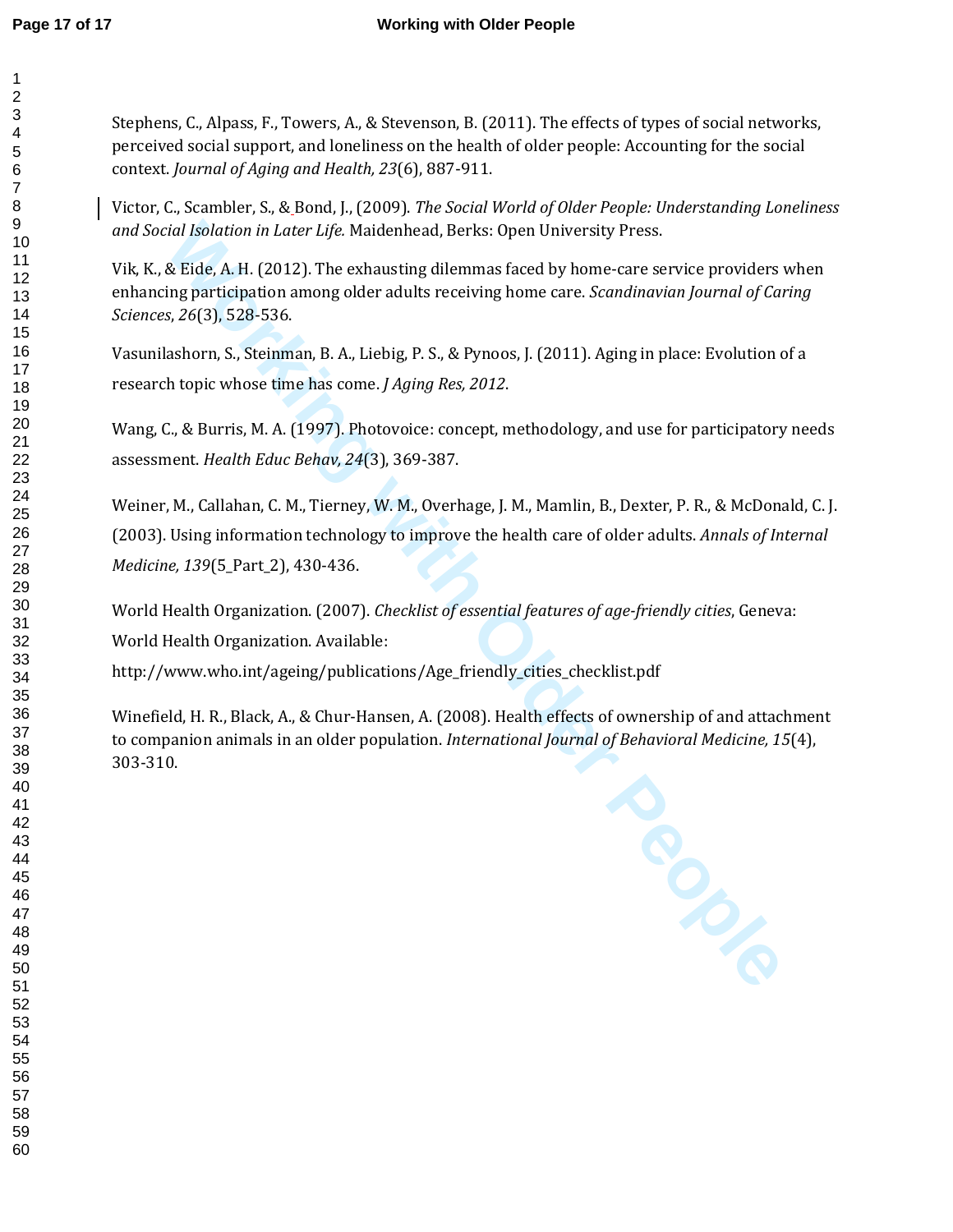Stephens, C., Alpass, F., Towers, A., & Stevenson, B. (2011). The effects of types of social networks, perceived social support, and loneliness on the health of older people: Accounting for the social context. *Journal of Aging and Health, 23*(6), 887-911.

Victor, C., Scambler, S., & Bond, J., (2009). *The Social World of Older People: Understanding Loneliness and Social Isolation in Later Life.* Maidenhead, Berks: Open University Press.

Vik, K., & Eide, A. H. (2012). The exhausting dilemmas faced by home-care service providers when enhancing participation among older adults receiving home care. *Scandinavian Journal of Caring Sciences, 26*(3), 528-536.

Vasunilashorn, S., Steinman, B. A., Liebig, P. S., & Pynoos, J. (2011). Aging in place: Evolution of a research topic whose time has come. *J Aging Res, 2012*.

Wang, C., & Burris, M. A. (1997). Photovoice: concept, methodology, and use for participatory needs assessment. *Health Educ Behav, 24*(3), 369-387.

Weiner, M., Callahan, C. M., Tierney, W. M., Overhage, J. M., Mamlin, B., Dexter, P. R., & McDonald, C. J. (2003). Using information technology to improve the health care of older adults. *Annals of Internal Medicine, 139*(5_Part_2), 430-436.

World Health Organization. (2007). *Checklist of essential features of age-friendly cities*, Geneva: World Health Organization. Available: http://www.who.int/ageing/publications/Age_friendly_cities_checklist.pdf

Winefield, H. R., Black, A., & Chur-Hansen, A. (2008). Health effects of ownership of and attachment to companion animals in an older population. *International Journal of Behavioral Medicine, 15*(4), 303-310.